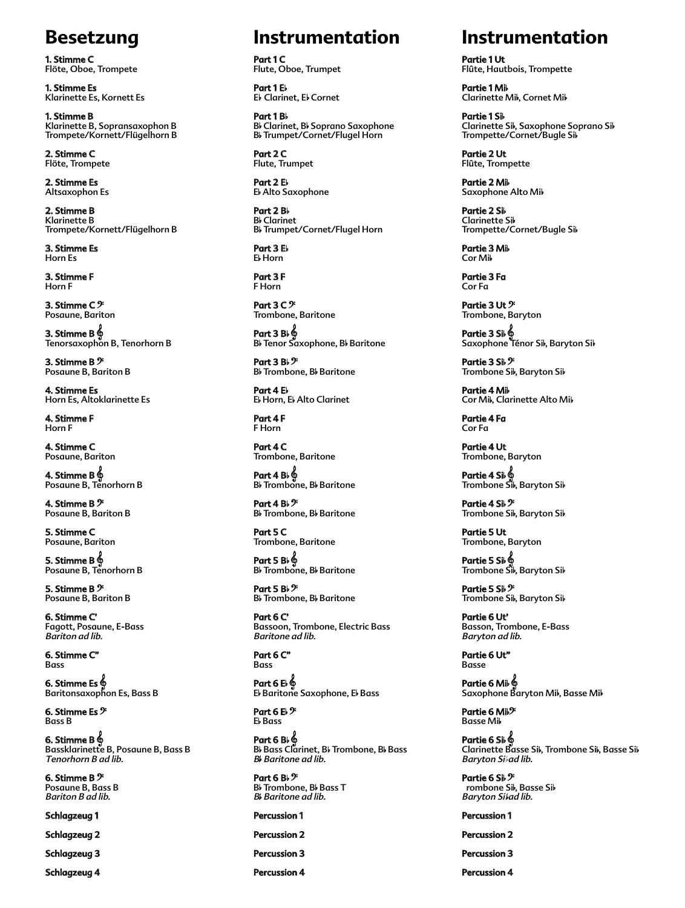# Besetzung

**1. Stimme C**
Flöte, Oboe, Trompete

**1. Stimme Es**
Klarinette Es, Kornett Es

**1. Stimme B**
Klarinette B, Sopransaxophon B
Trompete/Kornett/Flügelhorn B

**2. Stimme C**
Flöte, Trompete

**2. Stimme Es**
Altsaxophon Es

**2. Stimme B**
Klarinette B
Trompete/Kornett/Flügelhorn B

**3. Stimme Es**
Horn Es

**3. Stimme F**
Horn F

**3. Stimme C 𝄢**
Posaune, Bariton

**3. Stimme B 𝄞**
Tenorsaxophon B, Tenorhorn B

**3. Stimme B 𝄢**
Posaune B, Bariton B

**4. Stimme Es**
Horn Es, Altoklarinette Es

**4. Stimme F**
Horn F

**4. Stimme C**
Posaune, Bariton

**4. Stimme B 𝄞**
Posaune B, Tenorhorn B

**4. Stimme B 𝄢**
Posaune B, Bariton B

**5. Stimme C**
Posaune, Bariton

**5. Stimme B 𝄞**
Posaune B, Tenorhorn B

**5. Stimme B 𝄢**
Posaune B, Bariton B

**6. Stimme C'**
Fagott, Posaune, E-Bass
*Bariton ad lib.*

**6. Stimme C''**
Bass

**6. Stimme Es 𝄞**
Baritonsaxophon Es, Bass B

**6. Stimme Es 𝄢**
Bass B

**6. Stimme B 𝄞**
Bassklarinette B, Posaune B, Bass B
*Tenorhorn B ad lib.*

**6. Stimme B 𝄢**
Posaune B, Bass B
*Bariton B ad lib.*

**Schlagzeug 1**

**Schlagzeug 2**

**Schlagzeug 3**

**Schlagzeug 4**

# Instrumentation

**Part 1 C**
Flute, Oboe, Trumpet

**Part 1 E♭**
E♭ Clarinet, E♭ Cornet

**Part 1 B♭**
B♭ Clarinet, B♭ Soprano Saxophone
B♭ Trumpet/Cornet/Flugel Horn

**Part 2 C**
Flute, Trumpet

**Part 2 E♭**
E♭ Alto Saxophone

**Part 2 B♭**
B♭ Clarinet
B♭ Trumpet/Cornet/Flugel Horn

**Part 3 E♭**
E♭ Horn

**Part 3 F**
F Horn

**Part 3 C 𝄢**
Trombone, Baritone

**Part 3 B♭ 𝄞**
B♭ Tenor Saxophone, B♭ Baritone

**Part 3 B♭ 𝄢**
B♭ Trombone, B♭ Baritone

**Part 4 E♭**
E♭ Horn, E♭ Alto Clarinet

**Part 4 F**
F Horn

**Part 4 C**
Trombone, Baritone

**Part 4 B♭ 𝄞**
B♭ Trombone, B♭ Baritone

**Part 4 B♭ 𝄢**
B♭ Trombone, B♭ Baritone

**Part 5 C**
Trombone, Baritone

**Part 5 B♭ 𝄞**
B♭ Trombone, B♭ Baritone

**Part 5 B♭ 𝄢**
B♭ Trombone, B♭ Baritone

**Part 6 C'**
Bassoon, Trombone, Electric Bass
*Baritone ad lib.*

**Part 6 C''**
Bass

**Part 6 E♭ 𝄞**
E♭ Baritone Saxophone, E♭ Bass

**Part 6 E♭ 𝄢**
E♭ Bass

**Part 6 B♭ 𝄞**
B♭ Bass Clarinet, B♭ Trombone, B♭ Bass
*B♭ Baritone ad lib.*

**Part 6 B♭ 𝄢**
B♭ Trombone, B♭ Bass T
*B♭ Baritone ad lib.*

**Percussion 1**

**Percussion 2**

**Percussion 3**

**Percussion 4**

# Instrumentation

**Partie 1 Ut**
Flûte, Hautbois, Trompette

**Partie 1 Mi♭**
Clarinette Mi♭, Cornet Mi♭

**Partie 1 Si♭**
Clarinette Si♭, Saxophone Soprano Si♭
Trompette/Cornet/Bugle Si♭

**Partie 2 Ut**
Flûte, Trompette

**Partie 2 Mi♭**
Saxophone Alto Mi♭

**Partie 2 Si♭**
Clarinette Si♭
Trompette/Cornet/Bugle Si♭

**Partie 3 Mi♭**
Cor Mi♭

**Partie 3 Fa**
Cor Fa

**Partie 3 Ut 𝄢**
Trombone, Baryton

**Partie 3 Si♭ 𝄞**
Saxophone Ténor Si♭, Baryton Si♭

**Partie 3 Si♭ 𝄢**
Trombone Si♭, Baryton Si♭

**Partie 4 Mi♭**
Cor Mi♭, Clarinette Alto Mi♭

**Partie 4 Fa**
Cor Fa

**Partie 4 Ut**
Trombone, Baryton

**Partie 4 Si♭ 𝄞**
Trombone Si♭, Baryton Si♭

**Partie 4 Si♭ 𝄢**
Trombone Si♭, Baryton Si♭

**Partie 5 Ut**
Trombone, Baryton

**Partie 5 Si♭ 𝄞**
Trombone Si♭, Baryton Si♭

**Partie 5 Si♭ 𝄢**
Trombone Si♭, Baryton Si♭

**Partie 6 Ut'**
Basson, Trombone, E-Bass
*Baryton ad lib.*

**Partie 6 Ut''**
Basse

**Partie 6 Mi♭ 𝄞**
Saxophone Baryton Mi♭, Basse Mi♭

**Partie 6 Mi♭ 𝄢**
Basse Mi♭

**Partie 6 Si♭ 𝄞**
Clarinette Basse Si♭, Trombone Si♭, Basse Si♭
*Baryton Si♭ ad lib.*

**Partie 6 Si♭ 𝄢**
rombone Si♭, Basse Si♭
*Baryton Si♭ ad lib.*

**Percussion 1**

**Percussion 2**

**Percussion 3**

**Percussion 4**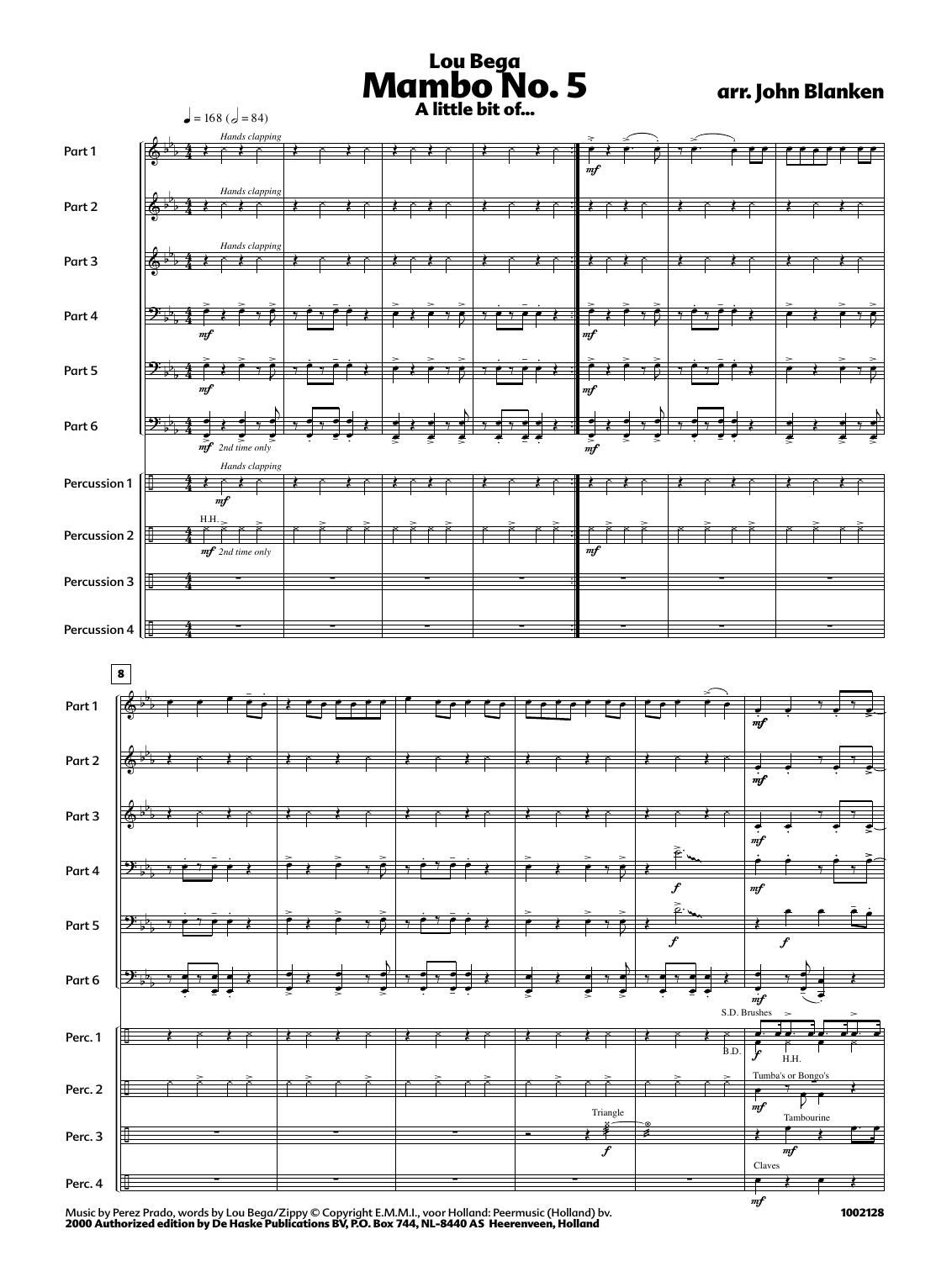**Lou Bega**

# Mambo No. 5

**A little bit of...**

**arr. John Blanken**

Music by Perez Prado, words by Lou Bega/Zippy © Copyright E.M.M.I., voor Holland: Peermusic (Holland) bv.
**2000 Authorized edition by De Haske Publications BV, P.O. Box 744, NL-8440 AS Heerenveen, Holland**

**1002128**